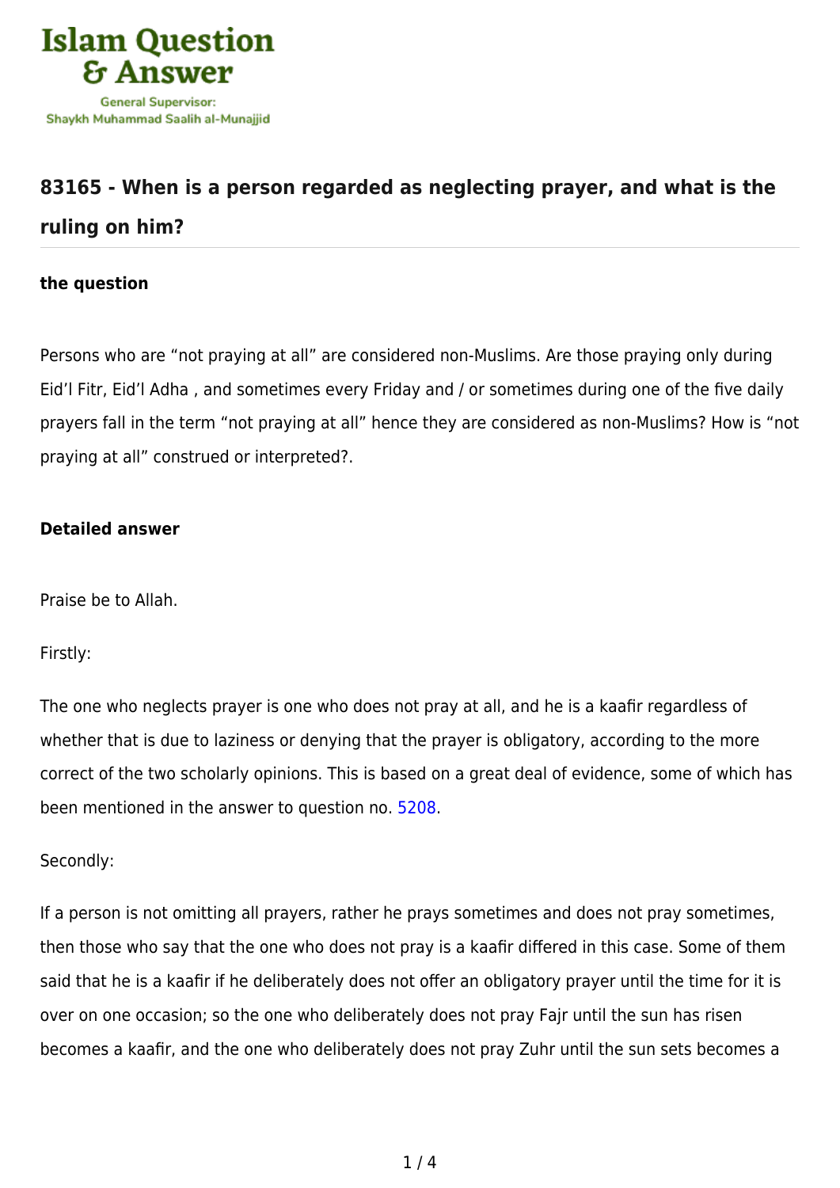## 83165 - When is a person regarded as neglecting prayer, and what is the ruling on him?

### the question

Persons who are "not praying at all" are considered non-Muslims. Are those praying only during Eid'l Fitr, Eid'l Adha , and sometimes every Friday and / or sometimes during one of the five daily prayers fall in the term "not praying at all" hence they are considered as non-Muslims? How is "not praying at all" construed or interpreted?.

### Detailed answer

Praise be to Allah.

Firstly:

The one who neglects prayer is one who does not pray at all, and he is a kaafir regardless of whether that is due to laziness or denying that the prayer is obligatory, according to the more correct of the two scholarly opinions. This is based on a great deal of evidence, some of which has been mentioned in the answer to question no. 5208.

Secondly:

If a person is not omitting all prayers, rather he prays sometimes and does not pray sometimes, then those who say that the one who does not pray is a kaafir differed in this case. Some of them said that he is a kaafir if he deliberately does not offer an obligatory prayer until the time for it is over on one occasion; so the one who deliberately does not pray Fajr until the sun has risen becomes a kaafir, and the one who deliberately does not pray Zuhr until the sun sets becomes a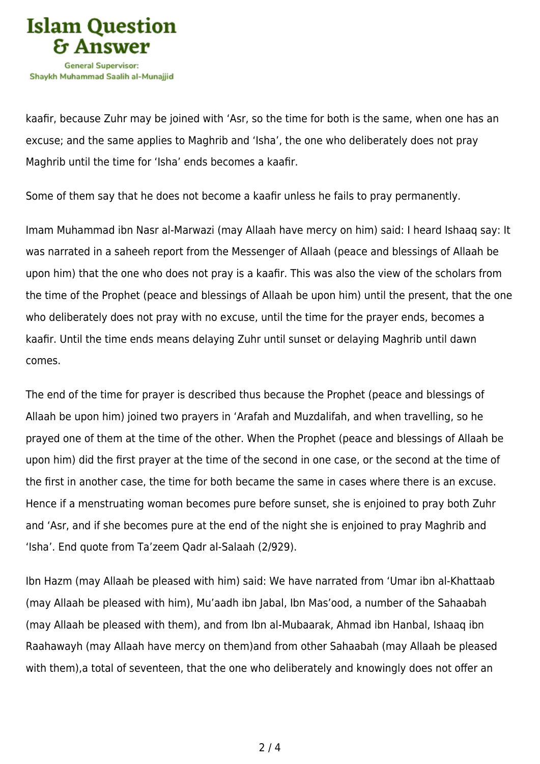kaafir, because Zuhr may be joined with 'Asr, so the time for both is the same, when one has an excuse; and the same applies to Maghrib and 'Isha', the one who deliberately does not pray Maghrib until the time for 'Isha' ends becomes a kaafir.

Some of them say that he does not become a kaafir unless he fails to pray permanently.

Imam Muhammad ibn Nasr al-Marwazi (may Allaah have mercy on him) said: I heard Ishaaq say: It was narrated in a saheeh report from the Messenger of Allaah (peace and blessings of Allaah be upon him) that the one who does not pray is a kaafir. This was also the view of the scholars from the time of the Prophet (peace and blessings of Allaah be upon him) until the present, that the one who deliberately does not pray with no excuse, until the time for the prayer ends, becomes a kaafir. Until the time ends means delaying Zuhr until sunset or delaying Maghrib until dawn comes.

The end of the time for prayer is described thus because the Prophet (peace and blessings of Allaah be upon him) joined two prayers in 'Arafah and Muzdalifah, and when travelling, so he prayed one of them at the time of the other. When the Prophet (peace and blessings of Allaah be upon him) did the first prayer at the time of the second in one case, or the second at the time of the first in another case, the time for both became the same in cases where there is an excuse. Hence if a menstruating woman becomes pure before sunset, she is enjoined to pray both Zuhr and 'Asr, and if she becomes pure at the end of the night she is enjoined to pray Maghrib and 'Isha'. End quote from Ta'zeem Qadr al-Salaah (2/929).

Ibn Hazm (may Allaah be pleased with him) said: We have narrated from 'Umar ibn al-Khattaab (may Allaah be pleased with him), Mu'aadh ibn Jabal, Ibn Mas'ood, a number of the Sahaabah (may Allaah be pleased with them), and from Ibn al-Mubaarak, Ahmad ibn Hanbal, Ishaaq ibn Raahawayh (may Allaah have mercy on them)and from other Sahaabah (may Allaah be pleased with them),a total of seventeen, that the one who deliberately and knowingly does not offer an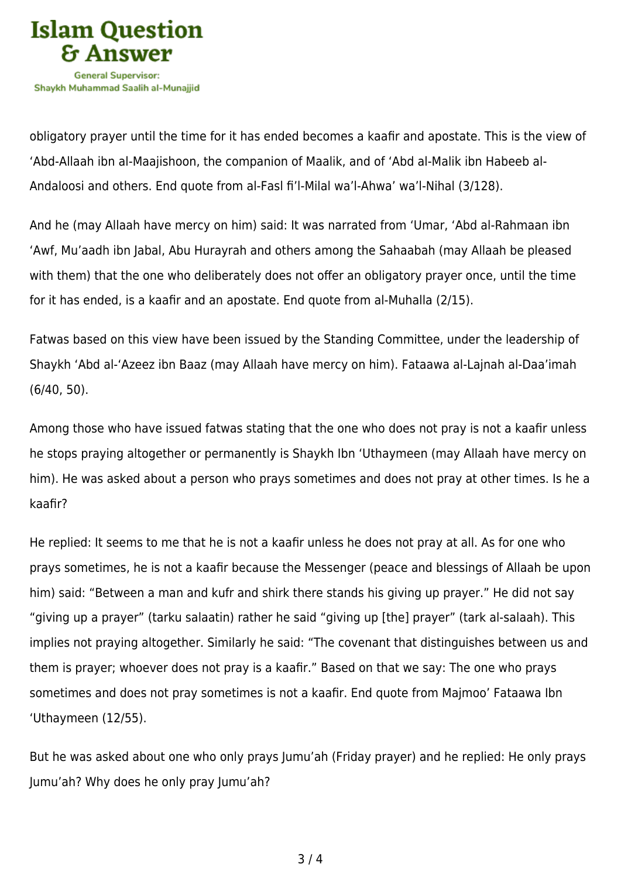obligatory prayer until the time for it has ended becomes a kaafir and apostate. This is the view of 'Abd-Allaah ibn al-Maajishoon, the companion of Maalik, and of 'Abd al-Malik ibn Habeeb al-Andaloosi and others. End quote from al-Fasl fi'l-Milal wa'l-Ahwa' wa'l-Nihal (3/128).

And he (may Allaah have mercy on him) said: It was narrated from 'Umar, 'Abd al-Rahmaan ibn 'Awf, Mu'aadh ibn Jabal, Abu Hurayrah and others among the Sahaabah (may Allaah be pleased with them) that the one who deliberately does not offer an obligatory prayer once, until the time for it has ended, is a kaafir and an apostate. End quote from al-Muhalla (2/15).

Fatwas based on this view have been issued by the Standing Committee, under the leadership of Shaykh 'Abd al-'Azeez ibn Baaz (may Allaah have mercy on him). Fataawa al-Lajnah al-Daa'imah (6/40, 50).

Among those who have issued fatwas stating that the one who does not pray is not a kaafir unless he stops praying altogether or permanently is Shaykh Ibn 'Uthaymeen (may Allaah have mercy on him). He was asked about a person who prays sometimes and does not pray at other times. Is he a kaafir?

He replied: It seems to me that he is not a kaafir unless he does not pray at all. As for one who prays sometimes, he is not a kaafir because the Messenger (peace and blessings of Allaah be upon him) said: "Between a man and kufr and shirk there stands his giving up prayer." He did not say "giving up a prayer" (tarku salaatin) rather he said "giving up [the] prayer" (tark al-salaah). This implies not praying altogether. Similarly he said: "The covenant that distinguishes between us and them is prayer; whoever does not pray is a kaafir." Based on that we say: The one who prays sometimes and does not pray sometimes is not a kaafir. End quote from Majmoo' Fataawa Ibn 'Uthaymeen (12/55).

But he was asked about one who only prays Jumu'ah (Friday prayer) and he replied: He only prays Jumu'ah? Why does he only pray Jumu'ah?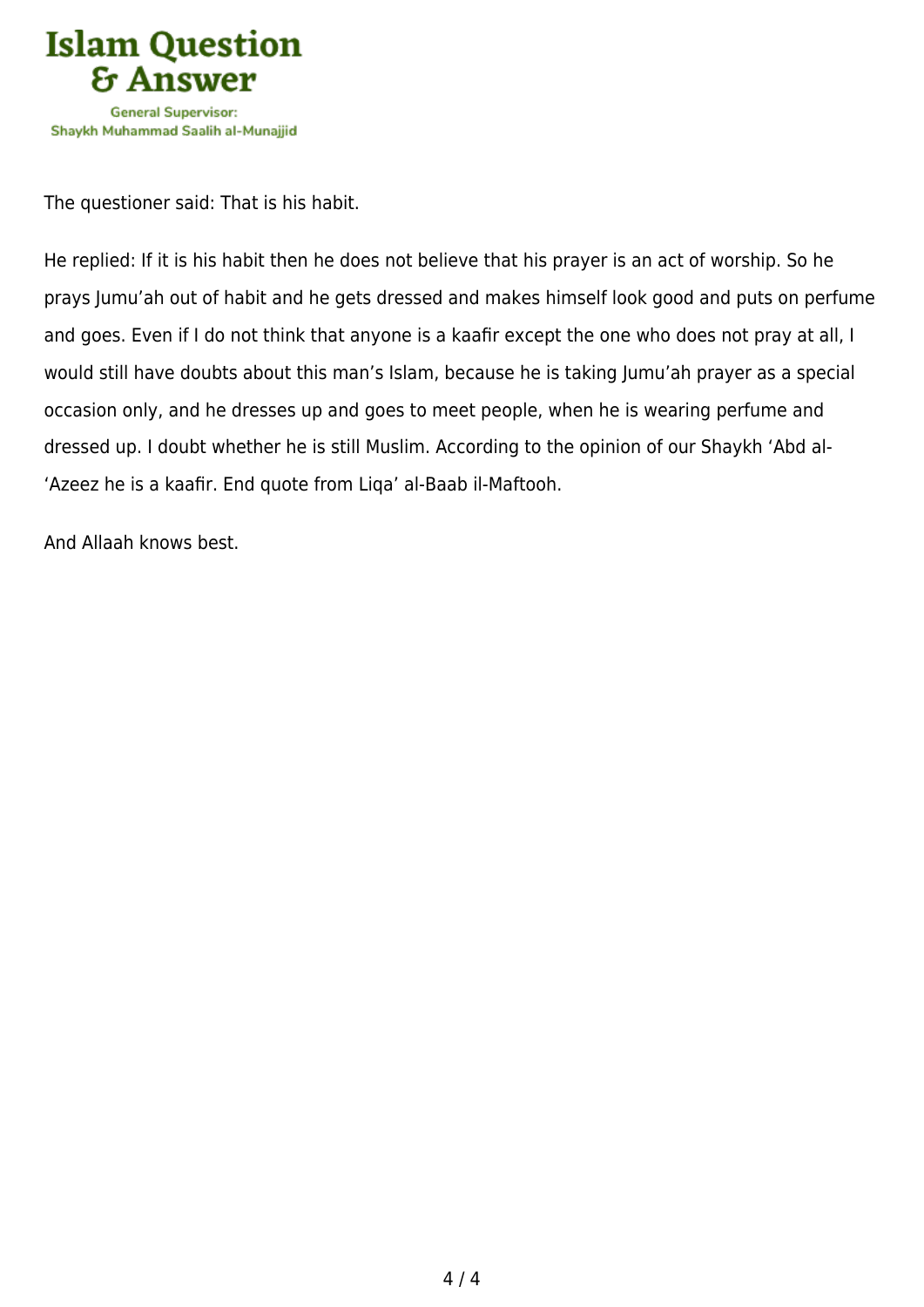The questioner said: That is his habit.

He replied: If it is his habit then he does not believe that his prayer is an act of worship. So he prays Jumu'ah out of habit and he gets dressed and makes himself look good and puts on perfume and goes. Even if I do not think that anyone is a kaafir except the one who does not pray at all, I would still have doubts about this man's Islam, because he is taking Jumu'ah prayer as a special occasion only, and he dresses up and goes to meet people, when he is wearing perfume and dressed up. I doubt whether he is still Muslim. According to the opinion of our Shaykh 'Abd al-'Azeez he is a kaafir. End quote from Liqa' al-Baab il-Maftooh.

And Allaah knows best.